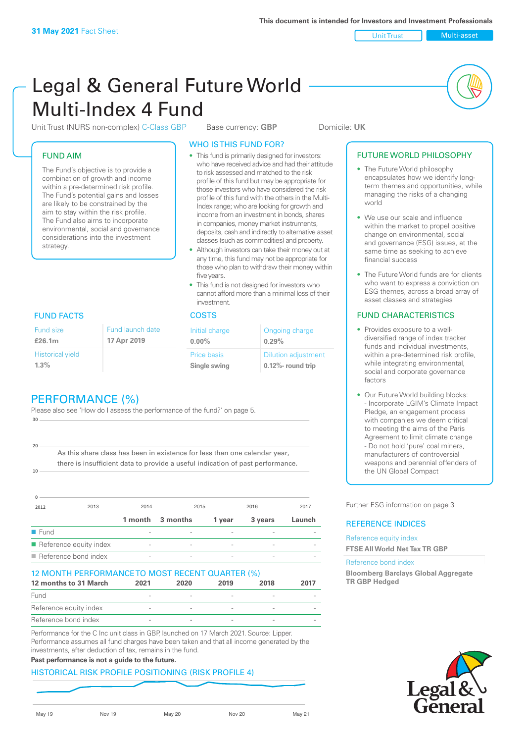31 May 2021 Fact Sheet

This document is intended for Investors and Investment Professionals

Unit Trust | Multi-asset

# Legal & General Future World Multi-Index 4 Fund

Unit Trust (NURS non-complex) C-Class GBP    Base currency: **GBP**    Domicile: **UK**

## FUND AIM

The Fund's objective is to provide a combination of growth and income within a pre-determined risk profile. The Fund's potential gains and losses are likely to be constrained by the aim to stay within the risk profile. The Fund also aims to incorporate environmental, social and governance considerations into the investment strategy.

## WHO IS THIS FUND FOR?

- This fund is primarily designed for investors: who have received advice and had their attitude to risk assessed and matched to the risk profile of this fund but may be appropriate for those investors who have considered the risk profile of this fund with the others in the Multi-Index range; who are looking for growth and income from an investment in bonds, shares in companies, money market instruments, deposits, cash and indirectly to alternative asset classes (such as commodities) and property.
- Although investors can take their money out at any time, this fund may not be appropriate for those who plan to withdraw their money within five years.
- This fund is not designed for investors who cannot afford more than a minimal loss of their investment.

## FUTURE WORLD PHILOSOPHY

- The Future World philosophy encapsulates how we identify long-term themes and opportunities, while managing the risks of a changing world
- We use our scale and influence within the market to propel positive change on environmental, social and governance (ESG) issues, at the same time as seeking to achieve financial success
- The Future World funds are for clients who want to express a conviction on ESG themes, across a broad array of asset classes and strategies

## FUND FACTS

| Fund size | Fund launch date |
|---|---|
| **£26.1m** | **17 Apr 2019** |
| Historical yield | |
| **1.3%** | |

## COSTS

| Initial charge | Ongoing charge |
|---|---|
| **0.00%** | **0.29%** |
| Price basis | Dilution adjustment |
| **Single swing** | **0.12%- round trip** |

## FUND CHARACTERISTICS

- Provides exposure to a well-diversified range of index tracker funds and individual investments, within a pre-determined risk profile, while integrating environmental, social and corporate governance factors
- Our Future World building blocks:
  - Incorporate LGIM's Climate Impact Pledge, an engagement process with companies we deem critical to meeting the aims of the Paris Agreement to limit climate change
  - Do not hold 'pure' coal miners, manufacturers of controversial weapons and perennial offenders of the UN Global Compact

Further ESG information on page 3

## PERFORMANCE (%)

Please also see 'How do I assess the performance of the fund?' on page 5.

As this share class has been in existence for less than one calendar year, there is insufficient data to provide a useful indication of past performance.

| | 1 month | 3 months | 1 year | 3 years | Launch |
|---|---|---|---|---|---|
| Fund | - | - | - | - | - |
| Reference equity index | - | - | - | - | - |
| Reference bond index | - | - | - | - | - |

## 12 MONTH PERFORMANCE TO MOST RECENT QUARTER (%)

| 12 months to 31 March | 2021 | 2020 | 2019 | 2018 | 2017 |
|---|---|---|---|---|---|
| Fund | - | - | - | - | - |
| Reference equity index | - | - | - | - | - |
| Reference bond index | - | - | - | - | - |

Performance for the C Inc unit class in GBP, launched on 17 March 2021. Source: Lipper. Performance assumes all fund charges have been taken and that all income generated by the investments, after deduction of tax, remains in the fund.

**Past performance is not a guide to the future.**

## REFERENCE INDICES

Reference equity index
**FTSE All World Net Tax TR GBP**

Reference bond index
**Bloomberg Barclays Global Aggregate TR GBP Hedged**

## HISTORICAL RISK PROFILE POSITIONING (RISK PROFILE 4)

May 19 | Nov 19 | May 20 | Nov 20 | May 21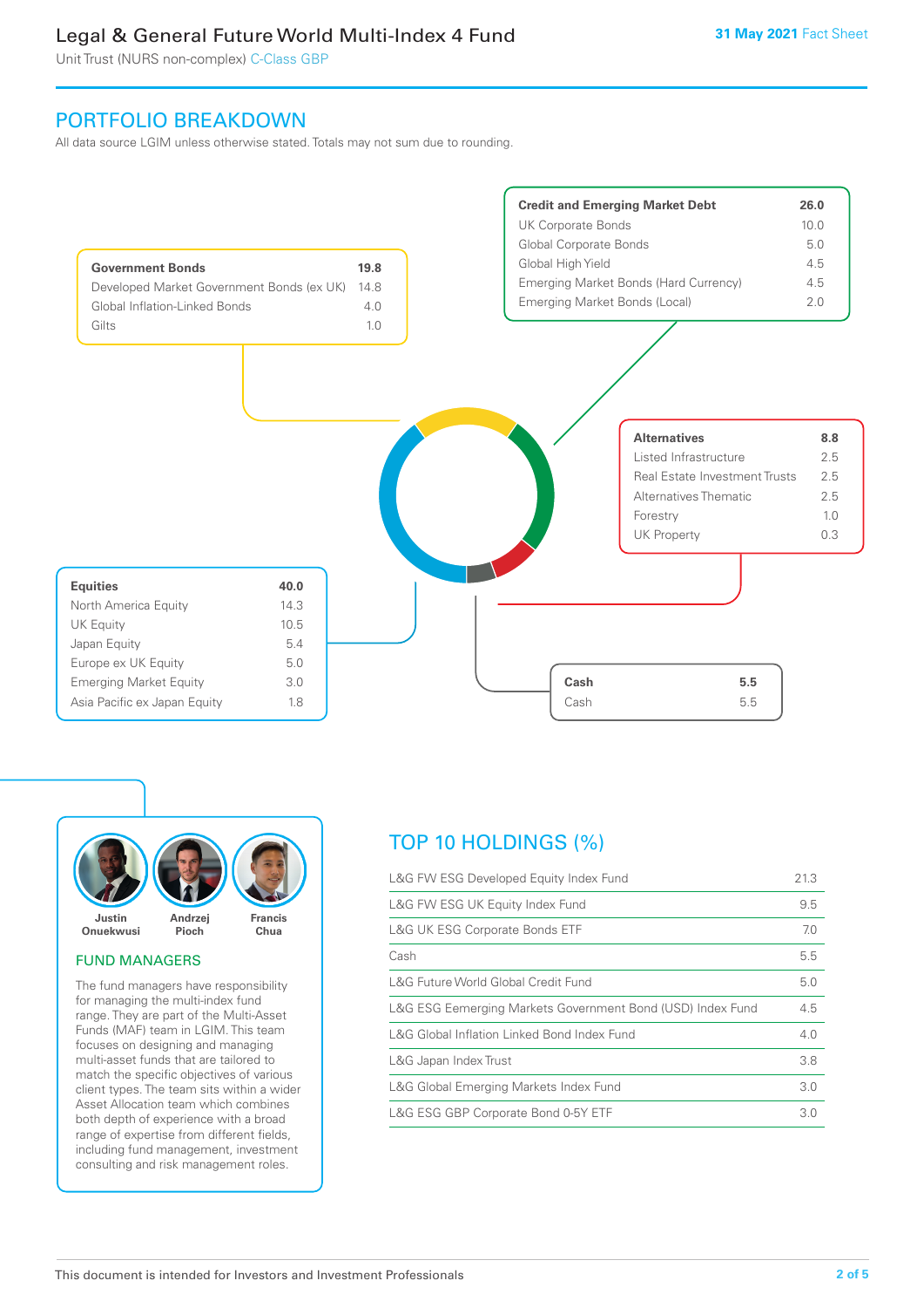## PORTFOLIO BREAKDOWN

All data source LGIM unless otherwise stated. Totals may not sum due to rounding.

| Government Bonds | 19.8 |
|---|---|
| Developed Market Government Bonds (ex UK) | 14.8 |
| Global Inflation-Linked Bonds | 4.0 |
| Gilts | 1.0 |

| Credit and Emerging Market Debt | 26.0 |
|---|---|
| UK Corporate Bonds | 10.0 |
| Global Corporate Bonds | 5.0 |
| Global High Yield | 4.5 |
| Emerging Market Bonds (Hard Currency) | 4.5 |
| Emerging Market Bonds (Local) | 2.0 |

| Alternatives | 8.8 |
|---|---|
| Listed Infrastructure | 2.5 |
| Real Estate Investment Trusts | 2.5 |
| Alternatives Thematic | 2.5 |
| Forestry | 1.0 |
| UK Property | 0.3 |

| Equities | 40.0 |
|---|---|
| North America Equity | 14.3 |
| UK Equity | 10.5 |
| Japan Equity | 5.4 |
| Europe ex UK Equity | 5.0 |
| Emerging Market Equity | 3.0 |
| Asia Pacific ex Japan Equity | 1.8 |

| Cash | 5.5 |
|---|---|
| Cash | 5.5 |

Justin Onuekwusi | Andrzej Pioch | Francis Chua

### FUND MANAGERS

The fund managers have responsibility for managing the multi-index fund range. They are part of the Multi-Asset Funds (MAF) team in LGIM. This team focuses on designing and managing multi-asset funds that are tailored to match the specific objectives of various client types. The team sits within a wider Asset Allocation team which combines both depth of experience with a broad range of expertise from different fields, including fund management, investment consulting and risk management roles.

## TOP 10 HOLDINGS (%)

| Holding | % |
|---|---|
| L&G FW ESG Developed Equity Index Fund | 21.3 |
| L&G FW ESG UK Equity Index Fund | 9.5 |
| L&G UK ESG Corporate Bonds ETF | 7.0 |
| Cash | 5.5 |
| L&G Future World Global Credit Fund | 5.0 |
| L&G ESG Eemerging Markets Government Bond (USD) Index Fund | 4.5 |
| L&G Global Inflation Linked Bond Index Fund | 4.0 |
| L&G Japan Index Trust | 3.8 |
| L&G Global Emerging Markets Index Fund | 3.0 |
| L&G ESG GBP Corporate Bond 0-5Y ETF | 3.0 |

This document is intended for Investors and Investment Professionals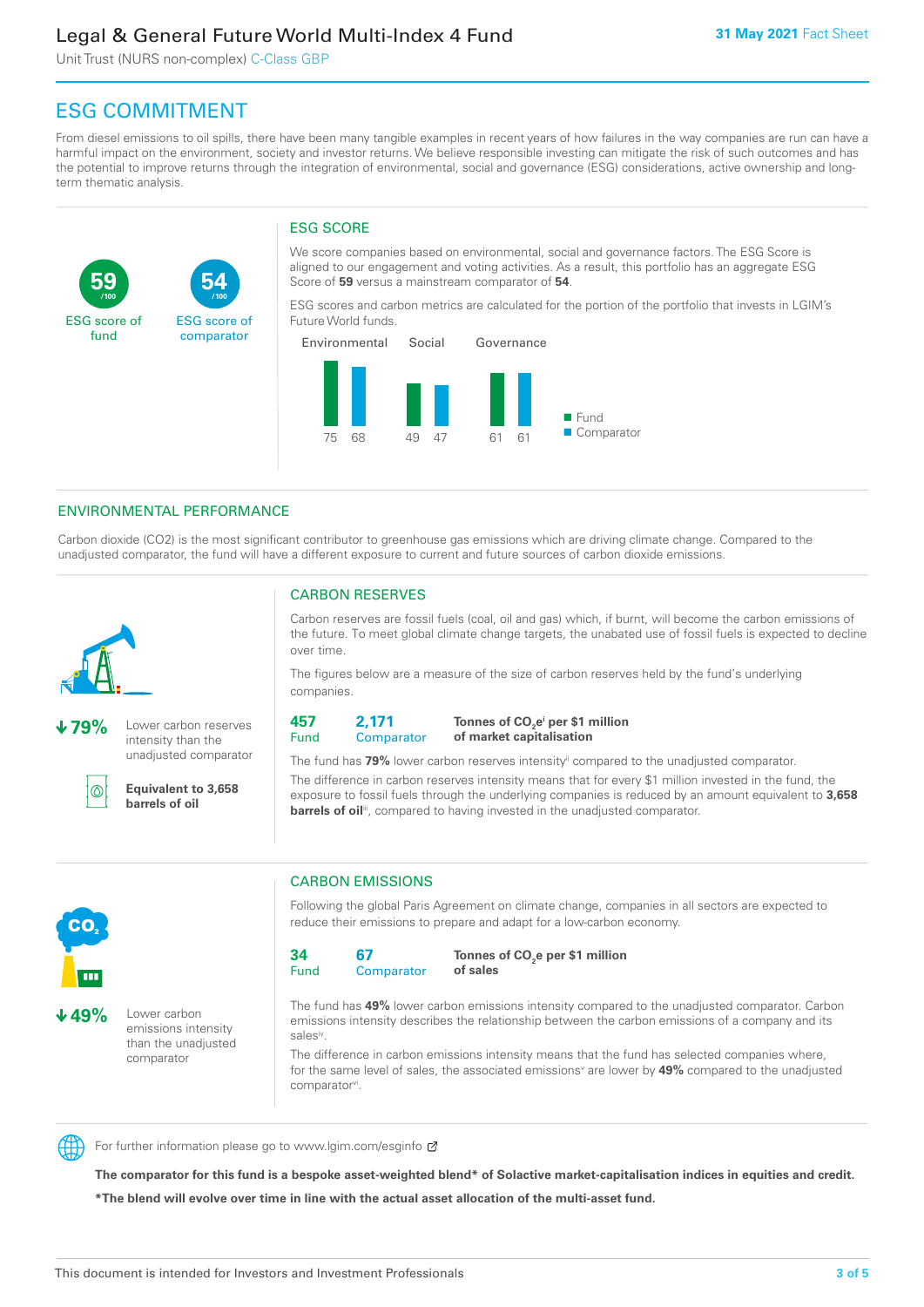## ESG COMMITMENT

From diesel emissions to oil spills, there have been many tangible examples in recent years of how failures in the way companies are run can have a harmful impact on the environment, society and investor returns. We believe responsible investing can mitigate the risk of such outcomes and has the potential to improve returns through the integration of environmental, social and governance (ESG) considerations, active ownership and long-term thematic analysis.

**59** /100
ESG score of fund

**54** /100
ESG score of comparator

### ESG SCORE

We score companies based on environmental, social and governance factors. The ESG Score is aligned to our engagement and voting activities. As a result, this portfolio has an aggregate ESG Score of **59** versus a mainstream comparator of **54**.

ESG scores and carbon metrics are calculated for the portion of the portfolio that invests in LGIM's Future World funds.

| | Fund | Comparator |
|---|---|---|
| Environmental | 75 | 68 |
| Social | 49 | 47 |
| Governance | 61 | 61 |

### ENVIRONMENTAL PERFORMANCE

Carbon dioxide (CO2) is the most significant contributor to greenhouse gas emissions which are driving climate change. Compared to the unadjusted comparator, the fund will have a different exposure to current and future sources of carbon dioxide emissions.

**↓79%** Lower carbon reserves intensity than the unadjusted comparator

**Equivalent to 3,658 barrels of oil**

### CARBON RESERVES

Carbon reserves are fossil fuels (coal, oil and gas) which, if burnt, will become the carbon emissions of the future. To meet global climate change targets, the unabated use of fossil fuels is expected to decline over time.

The figures below are a measure of the size of carbon reserves held by the fund's underlying companies.

**457** Fund | **2,171** Comparator | **Tonnes of $CO_2e$[i] per $1 million of market capitalisation**

The fund has **79%** lower carbon reserves intensity[ii] compared to the unadjusted comparator.

The difference in carbon reserves intensity means that for every $1 million invested in the fund, the exposure to fossil fuels through the underlying companies is reduced by an amount equivalent to **3,658 barrels of oil**[iii], compared to having invested in the unadjusted comparator.

**↓49%** Lower carbon emissions intensity than the unadjusted comparator

### CARBON EMISSIONS

Following the global Paris Agreement on climate change, companies in all sectors are expected to reduce their emissions to prepare and adapt for a low-carbon economy.

**34** Fund | **67** Comparator | **Tonnes of $CO_2e$ per $1 million of sales**

The fund has **49%** lower carbon emissions intensity compared to the unadjusted comparator. Carbon emissions intensity describes the relationship between the carbon emissions of a company and its sales[iv].

The difference in carbon emissions intensity means that the fund has selected companies where, for the same level of sales, the associated emissions[v] are lower by **49%** compared to the unadjusted comparator[vi].

For further information please go to www.lgim.com/esginfo

**The comparator for this fund is a bespoke asset-weighted blend* of Solactive market-capitalisation indices in equities and credit.**

***The blend will evolve over time in line with the actual asset allocation of the multi-asset fund.**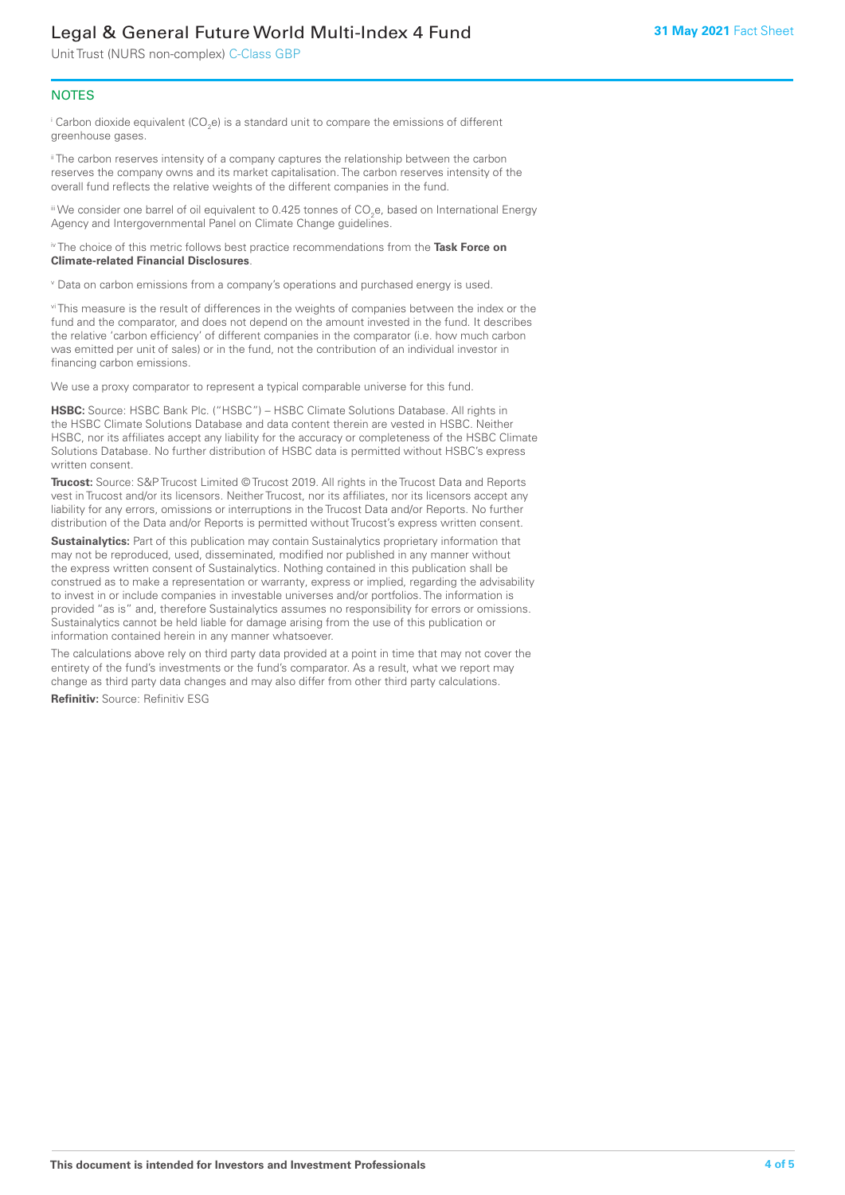## NOTES

[i] Carbon dioxide equivalent ($CO_2e$) is a standard unit to compare the emissions of different greenhouse gases.

[ii] The carbon reserves intensity of a company captures the relationship between the carbon reserves the company owns and its market capitalisation. The carbon reserves intensity of the overall fund reflects the relative weights of the different companies in the fund.

[iii] We consider one barrel of oil equivalent to 0.425 tonnes of $CO_2e$, based on International Energy Agency and Intergovernmental Panel on Climate Change guidelines.

[iv] The choice of this metric follows best practice recommendations from the **Task Force on Climate-related Financial Disclosures**.

[v] Data on carbon emissions from a company's operations and purchased energy is used.

[vi] This measure is the result of differences in the weights of companies between the index or the fund and the comparator, and does not depend on the amount invested in the fund. It describes the relative 'carbon efficiency' of different companies in the comparator (i.e. how much carbon was emitted per unit of sales) or in the fund, not the contribution of an individual investor in financing carbon emissions.

We use a proxy comparator to represent a typical comparable universe for this fund.

**HSBC:** Source: HSBC Bank Plc. ("HSBC") – HSBC Climate Solutions Database. All rights in the HSBC Climate Solutions Database and data content therein are vested in HSBC. Neither HSBC, nor its affiliates accept any liability for the accuracy or completeness of the HSBC Climate Solutions Database. No further distribution of HSBC data is permitted without HSBC's express written consent.

**Trucost:** Source: S&P Trucost Limited © Trucost 2019. All rights in the Trucost Data and Reports vest in Trucost and/or its licensors. Neither Trucost, nor its affiliates, nor its licensors accept any liability for any errors, omissions or interruptions in the Trucost Data and/or Reports. No further distribution of the Data and/or Reports is permitted without Trucost's express written consent.

**Sustainalytics:** Part of this publication may contain Sustainalytics proprietary information that may not be reproduced, used, disseminated, modified nor published in any manner without the express written consent of Sustainalytics. Nothing contained in this publication shall be construed as to make a representation or warranty, express or implied, regarding the advisability to invest in or include companies in investable universes and/or portfolios. The information is provided "as is" and, therefore Sustainalytics assumes no responsibility for errors or omissions. Sustainalytics cannot be held liable for damage arising from the use of this publication or information contained herein in any manner whatsoever.

The calculations above rely on third party data provided at a point in time that may not cover the entirety of the fund's investments or the fund's comparator. As a result, what we report may change as third party data changes and may also differ from other third party calculations.

**Refinitiv:** Source: Refinitiv ESG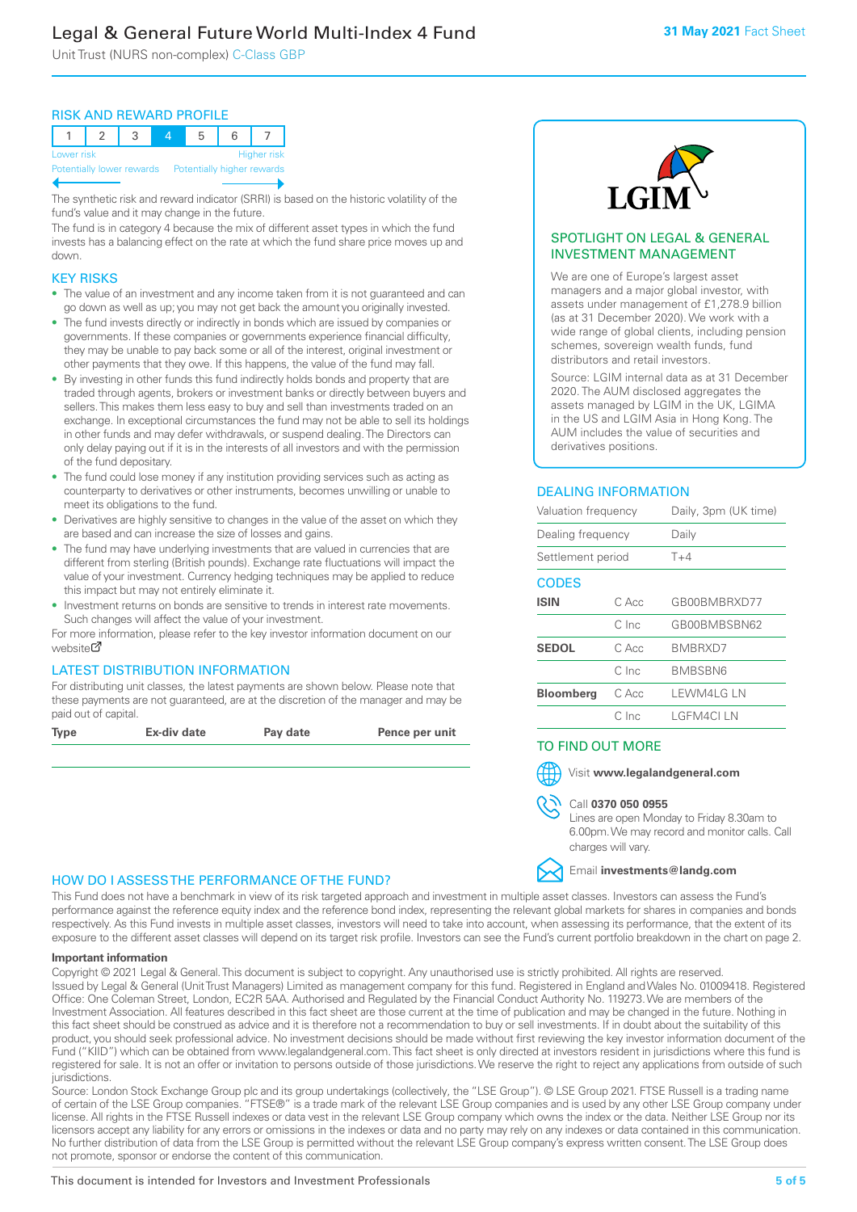# Legal & General Future World Multi-Index 4 Fund

Unit Trust (NURS non-complex) C-Class GBP

31 May 2021 Fact Sheet

## RISK AND REWARD PROFILE

| 1 | 2 | 3 | 4 | 5 | 6 | 7 |
|---|---|---|---|---|---|---|

Lower risk — Higher risk

Potentially lower rewards — Potentially higher rewards

The synthetic risk and reward indicator (SRRI) is based on the historic volatility of the fund's value and it may change in the future.

The fund is in category 4 because the mix of different asset types in which the fund invests has a balancing effect on the rate at which the fund share price moves up and down.

## KEY RISKS

- The value of an investment and any income taken from it is not guaranteed and can go down as well as up; you may not get back the amount you originally invested.
- The fund invests directly or indirectly in bonds which are issued by companies or governments. If these companies or governments experience financial difficulty, they may be unable to pay back some or all of the interest, original investment or other payments that they owe. If this happens, the value of the fund may fall.
- By investing in other funds this fund indirectly holds bonds and property that are traded through agents, brokers or investment banks or directly between buyers and sellers. This makes them less easy to buy and sell than investments traded on an exchange. In exceptional circumstances the fund may not be able to sell its holdings in other funds and may defer withdrawals, or suspend dealing. The Directors can only delay paying out if it is in the interests of all investors and with the permission of the fund depositary.
- The fund could lose money if any institution providing services such as acting as counterparty to derivatives or other instruments, becomes unwilling or unable to meet its obligations to the fund.
- Derivatives are highly sensitive to changes in the value of the asset on which they are based and can increase the size of losses and gains.
- The fund may have underlying investments that are valued in currencies that are different from sterling (British pounds). Exchange rate fluctuations will impact the value of your investment. Currency hedging techniques may be applied to reduce this impact but may not entirely eliminate it.
- Investment returns on bonds are sensitive to trends in interest rate movements. Such changes will affect the value of your investment.

For more information, please refer to the key investor information document on our website

## LATEST DISTRIBUTION INFORMATION

For distributing unit classes, the latest payments are shown below. Please note that these payments are not guaranteed, are at the discretion of the manager and may be paid out of capital.

| Type | Ex-div date | Pay date | Pence per unit |
|---|---|---|---|

## SPOTLIGHT ON LEGAL & GENERAL INVESTMENT MANAGEMENT

We are one of Europe's largest asset managers and a major global investor, with assets under management of £1,278.9 billion (as at 31 December 2020). We work with a wide range of global clients, including pension schemes, sovereign wealth funds, fund distributors and retail investors.

Source: LGIM internal data as at 31 December 2020. The AUM disclosed aggregates the assets managed by LGIM in the UK, LGIMA in the US and LGIM Asia in Hong Kong. The AUM includes the value of securities and derivatives positions.

## DEALING INFORMATION

| | |
|---|---|
| Valuation frequency | Daily, 3pm (UK time) |
| Dealing frequency | Daily |
| Settlement period | T+4 |

## CODES

| | | |
|---|---|---|
| **ISIN** | C Acc | GB00BMBRXD77 |
| | C Inc | GB00BMBSBN62 |
| **SEDOL** | C Acc | BMBRXD7 |
| | C Inc | BMBSBN6 |
| **Bloomberg** | C Acc | LEWM4LG LN |
| | C Inc | LGFM4CI LN |

## TO FIND OUT MORE

Visit **www.legalandgeneral.com**

Call **0370 050 0955**
Lines are open Monday to Friday 8.30am to 6.00pm. We may record and monitor calls. Call charges will vary.

Email **investments@landg.com**

## HOW DO I ASSESS THE PERFORMANCE OF THE FUND?

This Fund does not have a benchmark in view of its risk targeted approach and investment in multiple asset classes. Investors can assess the Fund's performance against the reference equity index and the reference bond index, representing the relevant global markets for shares in companies and bonds respectively. As this Fund invests in multiple asset classes, investors will need to take into account, when assessing its performance, that the extent of its exposure to the different asset classes will depend on its target risk profile. Investors can see the Fund's current portfolio breakdown in the chart on page 2.

**Important information**

Copyright © 2021 Legal & General. This document is subject to copyright. Any unauthorised use is strictly prohibited. All rights are reserved. Issued by Legal & General (Unit Trust Managers) Limited as management company for this fund. Registered in England and Wales No. 01009418. Registered Office: One Coleman Street, London, EC2R 5AA. Authorised and Regulated by the Financial Conduct Authority No. 119273. We are members of the Investment Association. All features described in this fact sheet are those current at the time of publication and may be changed in the future. Nothing in this fact sheet should be construed as advice and it is therefore not a recommendation to buy or sell investments. If in doubt about the suitability of this product, you should seek professional advice. No investment decisions should be made without first reviewing the key investor information document of the Fund ("KIID") which can be obtained from www.legalandgeneral.com. This fact sheet is only directed at investors resident in jurisdictions where this fund is registered for sale. It is not an offer or invitation to persons outside of those jurisdictions. We reserve the right to reject any applications from outside of such jurisdictions.

Source: London Stock Exchange Group plc and its group undertakings (collectively, the "LSE Group"). © LSE Group 2021. FTSE Russell is a trading name of certain of the LSE Group companies. "FTSE®" is a trade mark of the relevant LSE Group companies and is used by any other LSE Group company under license. All rights in the FTSE Russell indexes or data vest in the relevant LSE Group company which owns the index or the data. Neither LSE Group nor its licensors accept any liability for any errors or omissions in the indexes or data and no party may rely on any indexes or data contained in this communication. No further distribution of data from the LSE Group is permitted without the relevant LSE Group company's express written consent. The LSE Group does not promote, sponsor or endorse the content of this communication.

This document is intended for Investors and Investment Professionals